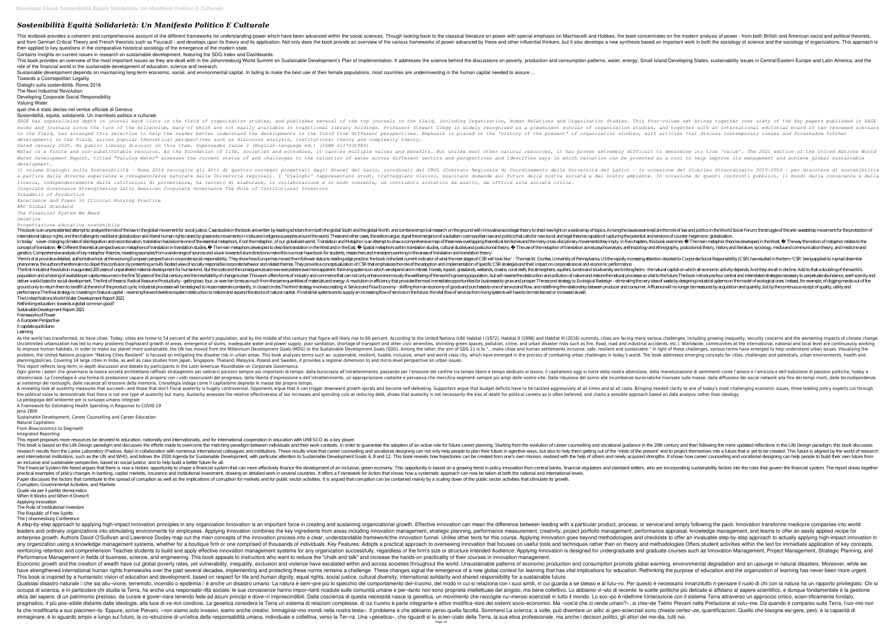# *Sostenibilità Equità Solidarietà: Un Manifesto Politico E Culturale*

This textbook provides a coherent and comprehensive account of the different frameworks for understanding power which have been advanced within the social sciences. Though looking back to the classical literature on power with special emphasis on Machiavelli and Hobbes, the book concentrates on the modern analysis of power - from both British and American social and political theorists, and from German Critical Theory and French theorists such as Foucault - and develops upon its theory and its application. Not only does the book provide an overview of the various frameworks of power advanced by these and other influential thinkers, but it also develops a new synthesis based on important work in both the sociology of science and the sociology of organizations. This approach is then applied to key questions in the comparative historical sociology of the emergence of the modern state.

Contains insights on current issues in research on sustainable development, featuring the SDG Index and Dashboards.

This book provides an overview of the most important issues as they are dealt with in the Johannesburg World Summit on Sustainable Development's Plan of Implementation. It addresses the science behind the discussions on poverty, production and consumption patterns, water, energy, Small Island Developing States, sustainability issues in Central/Eastern Europe and Latin America, and the role of the financial world in the sustainable development of education, science and research.

Sustainable development depends on maintaining long-term economic, social, and environmental capital. In failing to make the best use of their female populations, most countries are underinvesting in the human capital needed to secure ...

Towards a Cosmopolitan Legality

Dialoghi sulla sostenibilità. Roma 2016

The Next Industrial Revolution

Developing Corporate Social Responsibility

Valuing Water

quel che è stato deciso nel vertice ufficiale di Genova

Sostenibilità, equità, solidarietà. Un manifesto politico e culturale

SAGE has unparalleled depth in journal back lists in the field of organization studies, and publishes several of the top journals in the field, including Organization, Human Relations and Organization Studies. This four-volume set brings together over sixty of the key papers published in SAGE books and journals since the turn of the millennium, many of which are not easily available in traditional library holdings. Professor Stewart Clegg is widely recognised as a preeminent scholar of organization studies, and together with an international editorial board of ten renowned scholars in the field, has arranged this selection to help the reader better understand the developments in the field from different perspectives. Emphasis is placed on the 'history of the present' of organization studies, with articles that discuss contemporary issues and foreshadow further developments in the field, across popular theoretical perspectives such as discourse analysis, institutional theory and complexity theory.

Dated January 2005. No public library discount on this item. Supersedes Issue 3 (English-language ed.) (ISBN 0117031984)

Water is a finite and non-substitutable resource. As the foundation of life, societies and economies, it carries multiple values and benefits. But unlike most other natural resources, it has proven extremely difficult to determine its true 'value'. The 2021 edition of the United Nations World Water Development Report, titled "Valuing Water" assesses the current status of and challenges to the valuation of water across different sectors and perspectives and identifies ways in which valuation can be promoted as a tool to help improve its management and achieve global sustainable development.

Il volume Dialoghi sulla Sostenibilità - Roma 2016 raccoglie gli Atti di quattro convegni progettati dagli Atenei del Lazio, coordinati dal CRUL (Comitato Regionale di Coordinamento delle Università del Lazio) - in occasione del Giubileo Straordinario 2015-2016 - per discutere di sostenibilità a partire dalle diverse esperienze e consapevolezze maturate dalle Università regionali. I 'Dialoghi' rappresentano studi, tratteggiano visioni, suscitano domande sul futuro della nostra società e del nostro ambiente. In occasione di questi confronti pubblici, il mondo della conoscenza e della ricerca, indipendentemente dalle istituzioni di provenienza, ha cercato di elaborare, in collaborazione e in modo coerente, un contributo sintetico ma esatto, da offrire alla società civile.

Corporate Governance Strengthening Latin American Corporate Governance The Role of Institutional Investors

Treadmill of Production

Excellence and Power in Clinical Nursing Practice

BRC Global Standard

The Financial System We Need

Geoetica

Progettazione educativa sostenibile

This book is an unprecedented attempt to analyze the role of the law in the global movement for social justice. Case studies in the book are written by leading scholars from both the global South and the global North, and combine empirical research on the ground with innovative sociolegal theory to shed new light on a wide array of topics. Among the issues examined are the role of law and politics in the World Social Forum; the struggle of the anti-sweatshop movement for the protection of international labour rights; and the challenge to neoliberal globalization and liberal human rights raised by grassroots movements in India and indigenous peoples around the world. These and other cases, the editors argue, signal the emergence of a subaltern cosmopolitan law and politics that calls for new social and legal theories capable of capturing the potential and tensions of counter-hegemonic globalization.

In today's ever-changing climate of disintegration and reconstruction, translation has become one of the essential metaphors, if not the metaphor, of our globalized world. Translation and Metaphor is an attempt to draw a comprehensive map of these new overlapping theoretical territories and the many cross-disciplinary movements they imply. In five chapters, this book examines: � The main metaphor theories developed in the West. � The way the notion of metaphor relates to the concept of translation. � Different theoretical perspectives on metaphors of translation in translation studies. � The main metaphors developed to describe translation in the West and in the East. � Spatial metaphors within translation studies, cultural studies and postcolonial theory. � The use of the metaphor of translation across psychoanalysis, anthropology and ethnography, postcolonial theory, history and literature, sociology, media and communication theory, and medicine and genetics. Comprehensive analysis of key metaphor theories, revealing examples from a wide range of sources and a look towards future directions make this a must-have book for students, researchers and translators working in the areas of translation and translation theory.

'Perrini et al provide a detailed, authoritative look at the evolving European perspective on corporate social responsibility. They show how Europe has moved from follower status to leading edge practice. the book is the best current indicator of what the next stages of CSR will look like.' - Thomas W. Dunfee, University of Pennsylvania, US The rapidly increasing attention devoted to Corporate Social Responsibility (CSR) has resulted in the term 'CSR' being applied to myriad dissimilar phenomena. the authors therefore aim to dispel this confusion by presenting a multi-faceted view of socially responsible corporate behavior and related themes. They provide a conceptualization of CSR that emphasizes the role of the adoption and implementation of specific CSR strategies and their impact on corporate social and economic performance.

The first Industrial Revolution inaugurated 200 years of unparalleled material development for humankind. But the costs and the consequences are now everywhere evermore apparent: the living systems on which we depend are in retreat. Forests, topsoil, grasslands, wetlands, oceans, coral reefs, the atmosphere, aquifers, tundra and biodiversity are limiting factors - the natural capital on which all economic activity depends. And they are all in decline. Add to that a doubling of the world's population and a halving of available per capita resources in the first 50 years of the 21st century and the inevitability of change is clear. This work offers forms of industry and commerce that can not only enhance enormously the wellbeing of the world's growing population, but will reverse the destruction and pollution of nature and restore the natural processes so vital to the future. The book introduces four central and interrelated strategies necessary to perpetuate abundance, avert scarcity and deliver a solid basis for social development. The first of these is: Radical Resource Productivity - getting two, four, or even ten times as much from the same quantities of materials and energy. A revolution in efficiency that provides the most immediate opportunities for businesses to grow and prosper. The second strategy is: Ecological Redesign - eliminating the very idea of waste by designing industrial systems on the model of ecological ones. Instead, for example, of digging materials out of the ground only to return them to landfill at the end of the product cycle, industrial processes will be designed to reuse materials constantly, in closed circles. The third strategy involves creating: A Service and Flow Economy - shifting from an economy of goods and purchases to one of service and flow, and redefining the relationship between producer and consumer. Affluence will no longer be measured by acquisition and quantity, but by the continuous receipt of quality, utility and performance. The final strategy is Investing in Natural capital - reversing the worldwide ecosystem destruction to restore and expand the stocks of natural capital. If industrial systems are to supply an increasing flow of services in the future, the vital flow of services from living systems will have to be maintained or increased as well.

The United Nations World Water Development Report 2021

Rethinking education: towards a global common good?

Sustainable Development Report 2021

Frameworks of Power

A European Perspective

Il capitale quotidiano

Learning

As the world has transformed, so have cities. Today, cities are home to 54 percent of the world's population, and by the middle of this century that figure will likely rise to 66 percent. According to the United Nations (UN) Habitat I (1972), Habitat II (1996) and Habitat III (2016) summits, cities are facing many serious challenges, including growing inequality, security concerns and the worsening impacts of climate change. Uncontrolled urbanization has led to many problems (haphazard growth of areas, emergence of slums, inadequate water and power supply, poor sanitation, shortage of transport and other civic amenities, shrinking green spaces, pollution, crime, and urban disaster risks such as fire, flood, road and industrial accidents, etc.). Worldwide, communities at the international, national and local level are continuously working to improve human habitats. In order to make our planet more sustainable, the UN has moved from the Millennium Development Goals (MDG) to the Sustainable Development Goals (SDG). Among the latter, the aim of SDG 11 is to "...make cities and human settlements inclusive, safe, resilient and sustainable." In light of these challenges, various terms have emerged to help understand urban issues. Visualizing the problem, the United Nations program "Making Cities Resilient" is focused on mitigating the disaster risk in urban areas. This book analyzes terms such as: sustainable, resilient, livable, inclusive, smart and world class city, which have emerged in the process of combating urban challenges in today's world. The book addresses emerging concepts for cities, challenges and potentials, urban environments, health and planning/policies. Covering 14 large cities in India, as well as case studies from Japan, Singapore, Thailand, Malaysia, Poland and Sweden, it provides a regional dimension to and micro-level perspective on urban issues.

This report reflects long-term, in-depth discussion and debate by participants in the Latin American Roundtable on Corporate Governance.

Ogni giorno i poteri che governano la nostra società architettano raffinati stratagemmi per sottrarci porzioni sempre più importanti di tempo: dalla burocrazia all'intrattenimento, passando per l'erosione del confine tra tempo libero e tempo dedicato al lavoro, il capitalismo oggi si nutre della nostra attenzione, della monetizzazione di sentimenti come l'amore e l'amicizia e dell'espressione di passioni politiche, hobby e idiosincrasie. La Cronofagia è una forma di predazione capace di proporsi con i volti rassicuranti del progresso, della libertà di espressione e dell'intrattenimento, un'appropriazione costante e pervasiva che mercifica segmenti sempre più ampli delle nostre vite. Dalla riduzione del sonno alle incombenze burocratiche riversate sulle masse, dalla diffusione dei social network alla fine dei tempi morti, dalle tecnodipendenze ai nontempi dei nonluoghi, dalle vacanze all'erosione della memoria, Cronofagia indaga come il capitalismo depreda le masse del proprio tempo.

A revealing look at austerity measures that succeed—and those that don't Fiscal austerity is hugely controversial. Opponents argue that it can trigger downward growth spirals and become self-defeating. Supporters argue that budget deficits have to be tackled aggressively at all times and at all costs. Bringing needed clarity to one of today's most challenging economic issues, three leading policy experts cut through the political noise to demonstrate that there is not one type of austerity but many. Austerity assesses the relative effectiveness of tax increases and spending cuts at reducing debt, shows that austerity is not necessarily the kiss of death for political careers as is often believed, and charts a sensible approach based on data analysis rather than ideology.

La pedagogia dell'ambiente per lo sviluppo umano integrale

A Framework for Estimating Health Spending in Response to COVID-19

Jena 1800

Sustainable Development, Career Counselling and Career Education

Natural Capitalism

From Bioeconomics to Degrowth

Integrated Reporting

This report proposes more resources be devoted to education, nationally and internationally, and for international cooperation in education with UNESCO as a key player.

This book is based on the Life Design paradigm and discusses the efforts made to overcome the matching paradigm between individuals and their work contexts, in order to guarantee the adoption of an active role for future career planning. Starting from the evolution of career counselling and vocational guidance in the 20th century and then following the more updated reflections in the Life Design paradigm, this book discusses research results from the Larios Laboratory (Padova, Italy) in collaboration with numerous international colleagues and institutions. These results show that career counselling and vocational designing can not only help people to plan their future in agentive ways, but also to help them getting out of the 'mists of the present' and to project themselves into a future that is yet to be created. This future is aligned by the world of research and international institutions, such as the UN and WHO, and follows the 2030 Agenda for Sustainable Development, with particular attention to Sustainable Development Goals 4, 8 and 12. This book reveals how trajectories can be created from one's own mission, realized with the help of others and newly acquired strengths. It shows how career counselling and vocational designing can help people to build their own future from an inclusive and sustainable perspective, based on social justice, and to help build a better future for all.

The Financial System We Need argues that there is now a historic opportunity to shape a financial system that can more effectively finance the development of an inclusive, green economy. This opportunity is based on a growing trend in policy innovation from central banks, financial regulators and standard setters, who are incorporating sustainability factors into the rules that govern the financial system. The report draws together practical examples of policy changes in banking, capital markets, insurance and institutional investment, drawing on detailed work in several countries. It offers a Framework for Action that shows how a systematic approach can now be taken at both the national and international levels.

Paper discusses the factors that contribute to the spread of corruption as well as the implications of corruption for markets and for public sector activities. It is argued that corruption can be contained mainly by a scaling down of the public sector activities that stimulate its growth.

Corruption, Governmental Activities, and Markets

Quale via per il partito democratico

When It Works and When It Doesn't

Applying Innovation

The Role of Institutional Investors

The Republic of Free Spirits

The Johannesburg Conference

A step-by-step approach to applying high-impact innovation principles in any organization Innovation is an important force in creating and sustaining organizational growth. Effective innovation can mean the difference between leading with a particular product, process, or service and simply following the pack. Innovation transforms mediocre companies into world leaders and ordinary organizations into stimulating environments for employees. Applying Innovation combines the key ingredients from areas including innovation management, strategic planning, performance measurement, creativity, project portfolio management, performance appraisal, knowledge management, and teams to offer an easily applied recipe for enterprise growth. Authors David O'Sullivan and Lawrence Dooley map out the main concepts of the innovation process into a clear, understandable framework the innovation funnel. Unlike other texts for this course, Applying Innovation goes beyond methodologies and checklists to offer an invaluable step-by-step approach to actually applying high-impact innovation in any organization using a knowledge management systems, whether for a boutique firm or one comprised of thousands of individuals. Key Features: Adopts a practical approach to overseeing innovation that focuses on useful tools and techniques rather than on theory and methodologies Offers student activities within the text for immediate application of key concepts, reinforcing retention and comprehension Teaches students to build and apply effective innovation management systems for any organization successfully, regardless of the firm's size or structure Intended Audience: Applying Innovation is designed for undergraduate and graduate courses such as Innovation Management, Project Management, Strategic Planning, and Performance Management in fields of business, science, and engineering. This book appeals to instructors who want to reduce the "chalk and talk" and increase the hands-on practicality of their courses in innovation management.

Economic growth and the creation of wealth have cut global poverty rates, yet vulnerability, inequality, exclusion and violence have escalated within and across societies throughout the world. Unsustainable patterns of economic production and consumption promote global warming, environmental degradation and an upsurge in natural disasters. Moreover, while we have strengthened international human rights frameworks over the past several decades, implementing and protecting these norms remains a challenge. These changes signal the emergence of a new global context for learning that has vital implications for education. Rethinking the purpose of education and the organization of learning has never been more urgent. This book is inspired by a humanistic vision of education and development, based on respect for life and human dignity, equal rights, social justice, cultural diversity, international solidarity and shared responsibility for a sustainable future.

Qualsiasi disastro naturale che sia allu¬vione, terremoto, incendio o epidemia è anche un disastro umano. La natura è sem¬pre più lo specchio del comportamento del¬l'uomo, del modo in cui si relaziona con i suoi simili, in cui guarda a se stesso e al futu¬ro. Per questo è necessario innanzitutto ri-pensare il ruolo di chi con la natura ha un rapporto privilegiato. Chi si occupa di scienza, e in particolare chi studia la Terra, ha anche una responsabi¬lità sociale: le sue conoscenze hanno impor¬tanti ricadute sulle comunità umane e per¬tanto non sono proprietà intellettuale del singolo, ma bene collettivo. Lo abbiamo vi¬sto di recente: le scelte politiche più delicate si affidano al sapere scientifico, e dunque fondamentale è la gestione etica del sapere, di un patrimonio prezioso, da curare e gover¬nare tenendo fede ad alcuni principi e dove¬ri imprescindibili. Dalla coscienza di questa necessità nasce la geoetica, un movimento che raccoglie nu¬merosi scienziati in tutto il mondo. Lo sco¬po è ridefinire l'interazione con il sistema Terra attraverso un approccio critico, scien-tificamente fondato, pragmatico, il più pos¬sibile distante dalle ideologie, alla luce di va¬lori condivisi. La geoetica considera la Terra un sistema di relazioni complesse, di cui l'uomo è parte integrante e attivo modifica¬tore dei sistemi socio-economici. Ma «cos'è che ci rende umani?», si chie¬de Telmo Pievani nella Prefazione al volu¬me. Da quando è comparso sulla Terra, l'uo¬mo non fa che modificarla a suo piacimen¬to. Eppure, scrive Pievani, «non siamo solo invasivi, siamo anche creativi. Immagina¬mo mondi nella nostra testa». Il problema è che abbiamo perso quella facoltà. Sommersi La scienza, a volte, può diventare un alibi; ai geo-scienziati sono chieste certez¬ze, quantificazioni. Quello che bisogna esi-gere, però, è la capacità di immaginare, è lo sguardo ampio e lungo sul futuro, la co¬struzione di un'etica della responsabilità umana, individuale e collettiva, verso la Ter¬ra. Una «geoetica», che riguardi sì lo scien¬ziato della Terra, la sua etica professionale, ma anche i decisori politici, gli attori dei me-dia, tutti noi.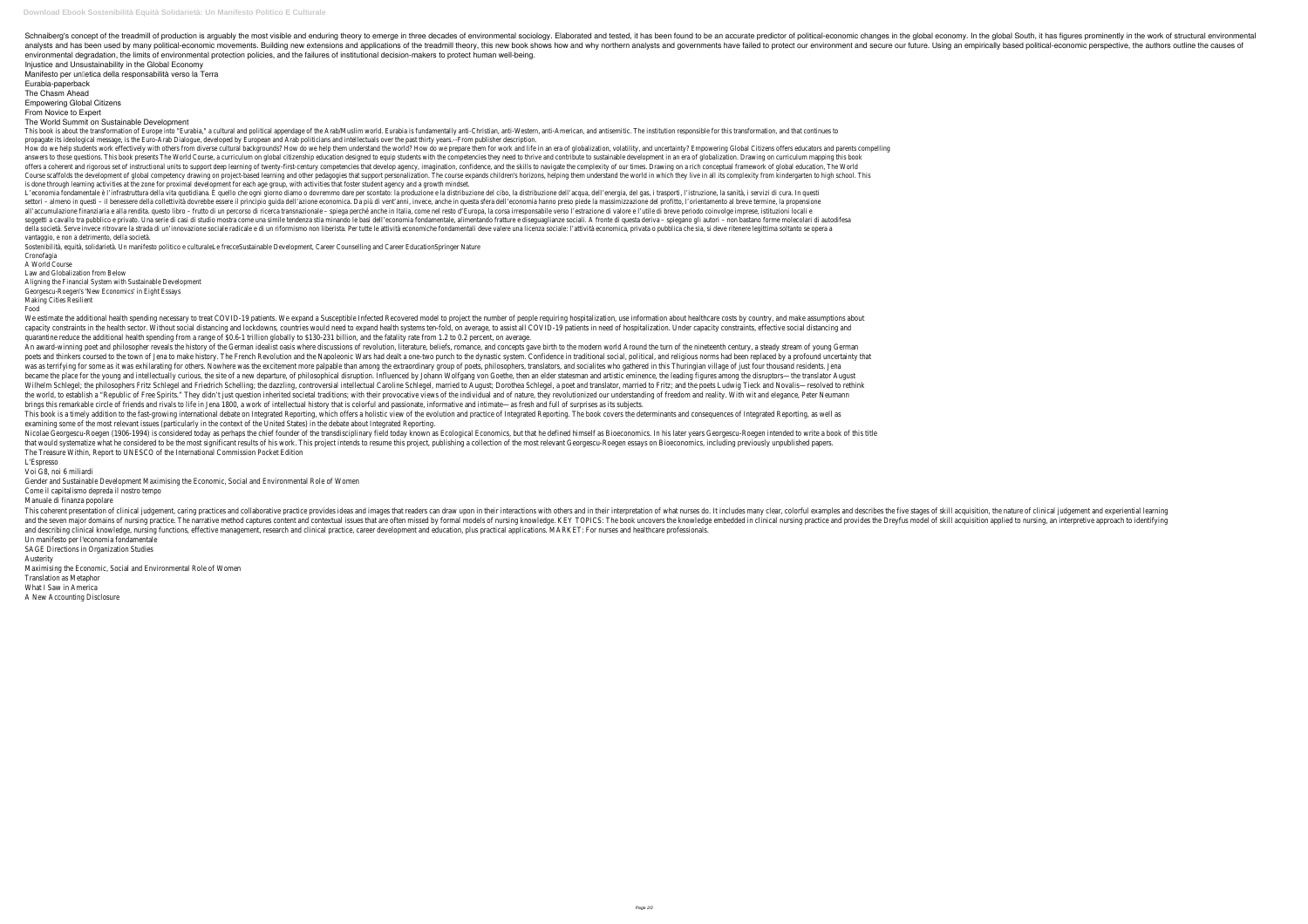Schnaiberg's concept of the treadmill of production is arguably the most visible and enduring theory to emerge in three decades of environmental sociology. Elaborated and tested, it has been found to be an accurate predictor of political-economic changes in the global economy. In the global South, it has figures prominently in the work of structural environmental analysts and has been used by many political-economic movements. Building new extensions and applications of the treadmill theory, this new book shows how and why northern analysts and governments have failed to protect our environment and secure our future. Using an empirically based political-economic perspective, the authors outline the causes of environmental degradation, the limits of environmental protection policies, and the failures of institutional decision-makers to protect human well-being.

Injustice and Unsustainability in the Global Economy

Manifesto per un'etica della responsabilità verso la Terra

Eurabia-paperback

The Chasm Ahead

Empowering Global Citizens

From Novice to Expert

The World Summit on Sustainable Development

This book is about the transformation of Europe into "Eurabia," a cultural and political appendage of the Arab/Muslim world. Eurabia is fundamentally anti-Christian, anti-Western, anti-American, and antisemitic. The institution responsible for this transformation, and that continues to propagate its ideological message, is the Euro-Arab Dialogue, developed by European and Arab politicians and intellectuals over the past thirty years.--From publisher description.

How do we help students work effectively with others from diverse cultural backgrounds? How do we help them understand the world? How do we prepare them for work and life in an era of globalization, volatility, and uncertainty? Empowering Global Citizens offers educators and parents compelling answers to those questions. This book presents The World Course, a curriculum on global citizenship education designed to equip students with the competencies they need to thrive and contribute to sustainable development in an era of globalization. Drawing on curriculum mapping this book offers a coherent and rigorous set of instructional units to support deep learning of twenty-first-century competencies that develop agency, imagination, confidence, and the skills to navigate the complexity of our times. Drawing on a rich conceptual framework of global education, The World Course scaffolds the development of global competency drawing on project-based learning and other pedagogies that support personalization. The course expands children's horizons, helping them understand the world in which they live in all its complexity from kindergarten to high school. This is done through learning activities at the zone for proximal development for each age group, with activities that foster student agency and a growth mindset.

L'economia fondamentale è l'infrastruttura della vita quotidiana. È quello che ogni giorno diamo o dovremmo dare per scontato: la produzione e la distribuzione del cibo, la distribuzione dell'acqua, dell'energia, del gas, i trasporti, l'istruzione, la sanità, i servizi di cura. In questi settori – almeno in questi – il benessere della collettività dovrebbe essere il principio guida dell'azione economica. Da più di vent'anni, invece, anche in questa sfera dell'economia hanno preso piede la massimizzazione del profitto, l'orientamento al breve termine, la propensione all'accumulazione finanziaria e alla rendita. questo libro – frutto di un percorso di ricerca transnazionale – spiega perché anche in Italia, come nel resto d'Europa, la corsa irresponsabile verso l'estrazione di valore e l'utile di breve periodo coinvolge imprese, istituzioni locali e soggetti a cavallo tra pubblico e privato. Una serie di casi di studio mostra come una simile tendenza stia minando le basi dell'economia fondamentale, alimentando fratture e diseguaglianze sociali. A fronte di questa deriva – spiegano gli autori – non bastano forme molecolari di autodifesa della società. Serve invece ritrovare la strada di un'innovazione sociale radicale e di un riformismo non liberista. Per tutte le attività economiche fondamentali deve valere una licenza sociale: l'attività economica, privata o pubblica che sia, si deve ritenere legittima soltanto se opera a vantaggio, e non a detrimento, della società.

Sostenibilità, equità, solidarietà. Un manifesto politico e culturaleLe frecceSustainable Development, Career Counselling and Career EducationSpringer Nature

Cronofagia

A World Course

Law and Globalization from Below

Aligning the Financial System with Sustainable Development

Georgescu-Roegen's 'New Economics' in Eight Essays

Making Cities Resilient

Food

We estimate the additional health spending necessary to treat COVID-19 patients. We expand a Susceptible Infected Recovered model to project the number of people requiring hospitalization, use information about healthcare costs by country, and make assumptions about capacity constraints in the health sector. Without social distancing and lockdowns, countries would need to expand health systems ten-fold, on average, to assist all COVID-19 patients in need of hospitalization. Under capacity constraints, effective social distancing and quarantine reduce the additional health spending from a range of \$0.6-1 trillion globally to \$130-231 billion, and the fatality rate from 1.2 to 0.2 percent, on average.

An award-winning poet and philosopher reveals the history of the German idealist oasis where discussions of revolution, literature, beliefs, romance, and concepts gave birth to the modern world Around the turn of the nineteenth century, a steady stream of young German poets and thinkers coursed to the town of Jena to make history. The French Revolution and the Napoleonic Wars had dealt a one-two punch to the dynastic system. Confidence in traditional social, political, and religious norms had been replaced by a profound uncertainty that was as terrifying for some as it was exhilarating for others. Nowhere was the excitement more palpable than among the extraordinary group of poets, philosophers, translators, and socialites who gathered in this Thuringian village of just four thousand residents. Jena became the place for the young and intellectually curious, the site of a new departure, of philosophical disruption. Influenced by Johann Wolfgang von Goethe, then an elder statesman and artistic eminence, the leading figures among the disruptors—the translator August Wilhelm Schlegel; the philosophers Fritz Schlegel and Friedrich Schelling; the dazzling, controversial intellectual Caroline Schlegel, married to August; Dorothea Schlegel, a poet and translator, married to Fritz; and the poets Ludwig Tieck and Novalis—resolved to rethink the world, to establish a "Republic of Free Spirits." They didn't just question inherited societal traditions; with their provocative views of the individual and of nature, they revolutionized our understanding of freedom and reality. With wit and elegance, Peter Neumann brings this remarkable circle of friends and rivals to life in Jena 1800, a work of intellectual history that is colorful and passionate, informative and intimate—as fresh and full of surprises as its subjects.

This book is a timely addition to the fast-growing international debate on Integrated Reporting, which offers a holistic view of the evolution and practice of Integrated Reporting. The book covers the determinants and consequences of Integrated Reporting, as well as examining some of the most relevant issues (particularly in the context of the United States) in the debate about Integrated Reporting.

Nicolae Georgescu-Roegen (1906-1994) is considered today as perhaps the chief founder of the transdisciplinary field today known as Ecological Economics, but that he defined himself as Bioeconomics. In his later years Georgescu-Roegen intended to write a book of this title that would systematize what he considered to be the most significant results of his work. This project intends to resume this project, publishing a collection of the most relevant Georgescu-Roegen essays on Bioeconomics, including previously unpublished papers.

The Treasure Within, Report to UNESCO of the International Commission Pocket Edition

L'Espresso

Voi G8, noi 6 miliardi

Gender and Sustainable Development Maximising the Economic, Social and Environmental Role of Women

Come il capitalismo depreda il nostro tempo

Manuale di finanza popolare

This coherent presentation of clinical judgement, caring practices and collaborative practice provides ideas and images that readers can draw upon in their interactions with others and in their interpretation of what nurses do. It includes many clear, colorful examples and describes the five stages of skill acquisition, the nature of clinical judgement and experiential learning and the seven major domains of nursing practice. The narrative method captures content and contextual issues that are often missed by formal models of nursing knowledge. KEY TOPICS: The book uncovers the knowledge embedded in clinical nursing practice and provides the Dreyfus model of skill acquisition applied to nursing, an interpretive approach to identifying and describing clinical knowledge, nursing functions, effective management, research and clinical practice, career development and education, plus practical applications. MARKET: For nurses and healthcare professionals.

Un manifesto per l'economia fondamentale

SAGE Directions in Organization Studies

Austerity

Maximising the Economic, Social and Environmental Role of Women

Translation as Metaphor

What I Saw in America

A New Accounting Disclosure